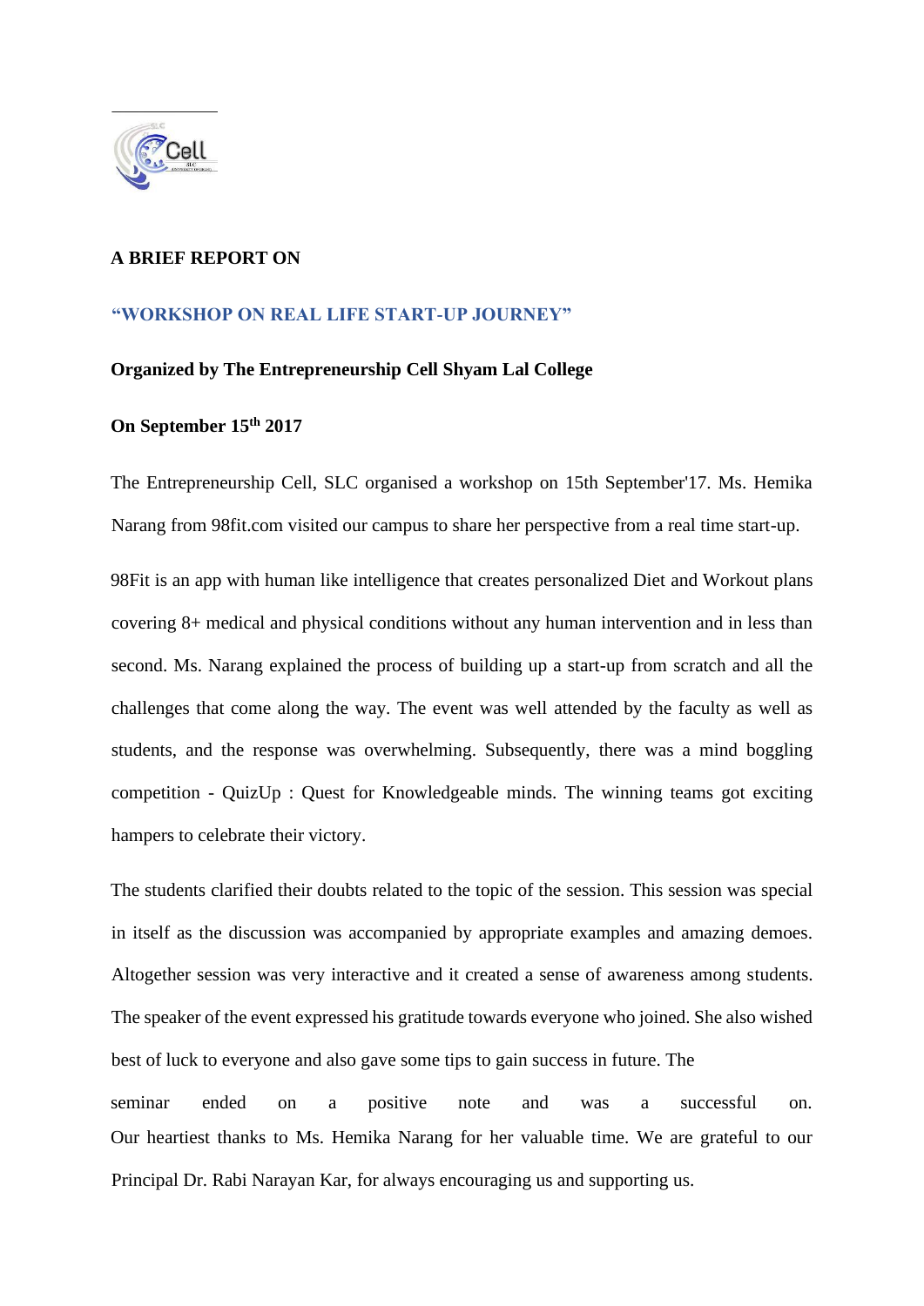**A BRIEF REPORT ON**

**"WORKSHOP ON REAL LIFE START-UP JOURNEY"**

**Organized by The Entrepreneurship Cell Shyam Lal College**

**On September 15th 2017**

The Entrepreneurship Cell, SLC organised a workshop on 15th September'17. Ms. Hemika Narang from 98fit.com visited our campus to share her perspective from a real time start-up.

98Fit is an app with human like intelligence that creates personalized Diet and Workout plans covering 8+ medical and physical conditions without any human intervention and in less than second. Ms. Narang explained the process of building up a start-up from scratch and all the challenges that come along the way. The event was well attended by the faculty as well as students, and the response was overwhelming. Subsequently, there was a mind boggling competition - QuizUp : Quest for Knowledgeable minds. The winning teams got exciting hampers to celebrate their victory.

The students clarified their doubts related to the topic of the session. This session was special in itself as the discussion was accompanied by appropriate examples and amazing demoes. Altogether session was very interactive and it created a sense of awareness among students. The speaker of the event expressed his gratitude towards everyone who joined. She also wished best of luck to everyone and also gave some tips to gain success in future. The seminar ended on a positive note and was a successful on. Our heartiest thanks to Ms. Hemika Narang for her valuable time. We are grateful to our Principal Dr. Rabi Narayan Kar, for always encouraging us and supporting us.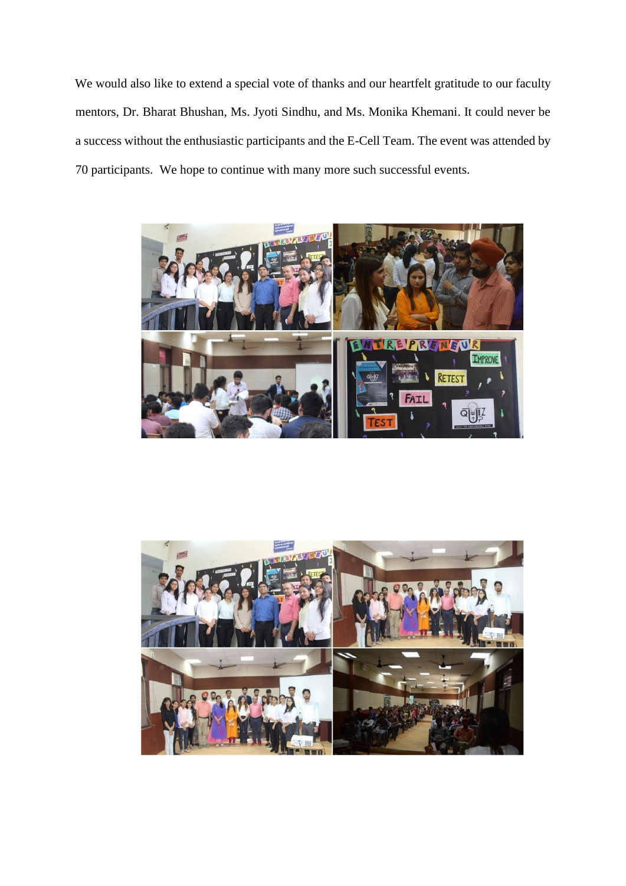We would also like to extend a special vote of thanks and our heartfelt gratitude to our faculty mentors, Dr. Bharat Bhushan, Ms. Jyoti Sindhu, and Ms. Monika Khemani. It could never be a success without the enthusiastic participants and the E-Cell Team. The event was attended by 70 participants. We hope to continue with many more such successful events.